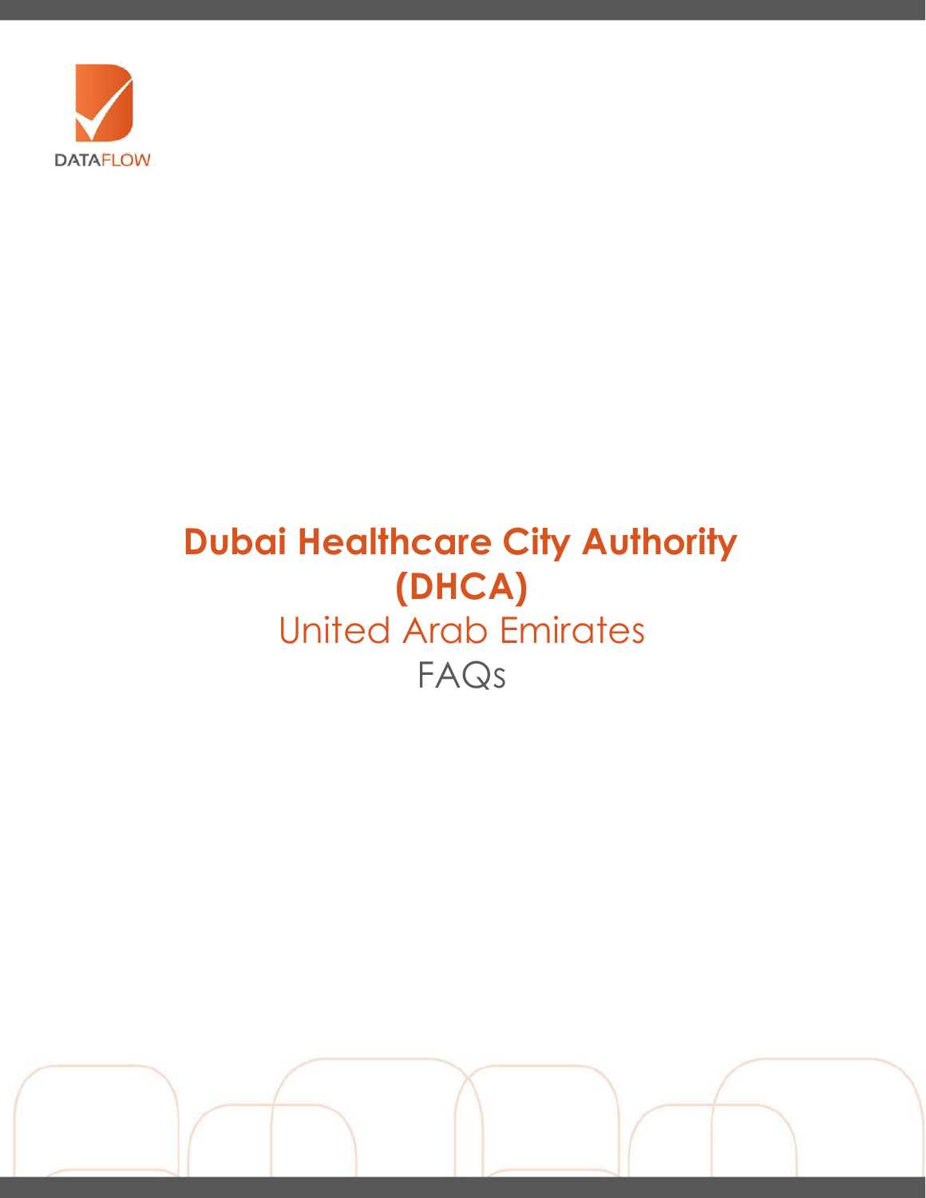DATAFLOW

# Dubai Healthcare City Authority (DHCA)

## United Arab Emirates

## FAQs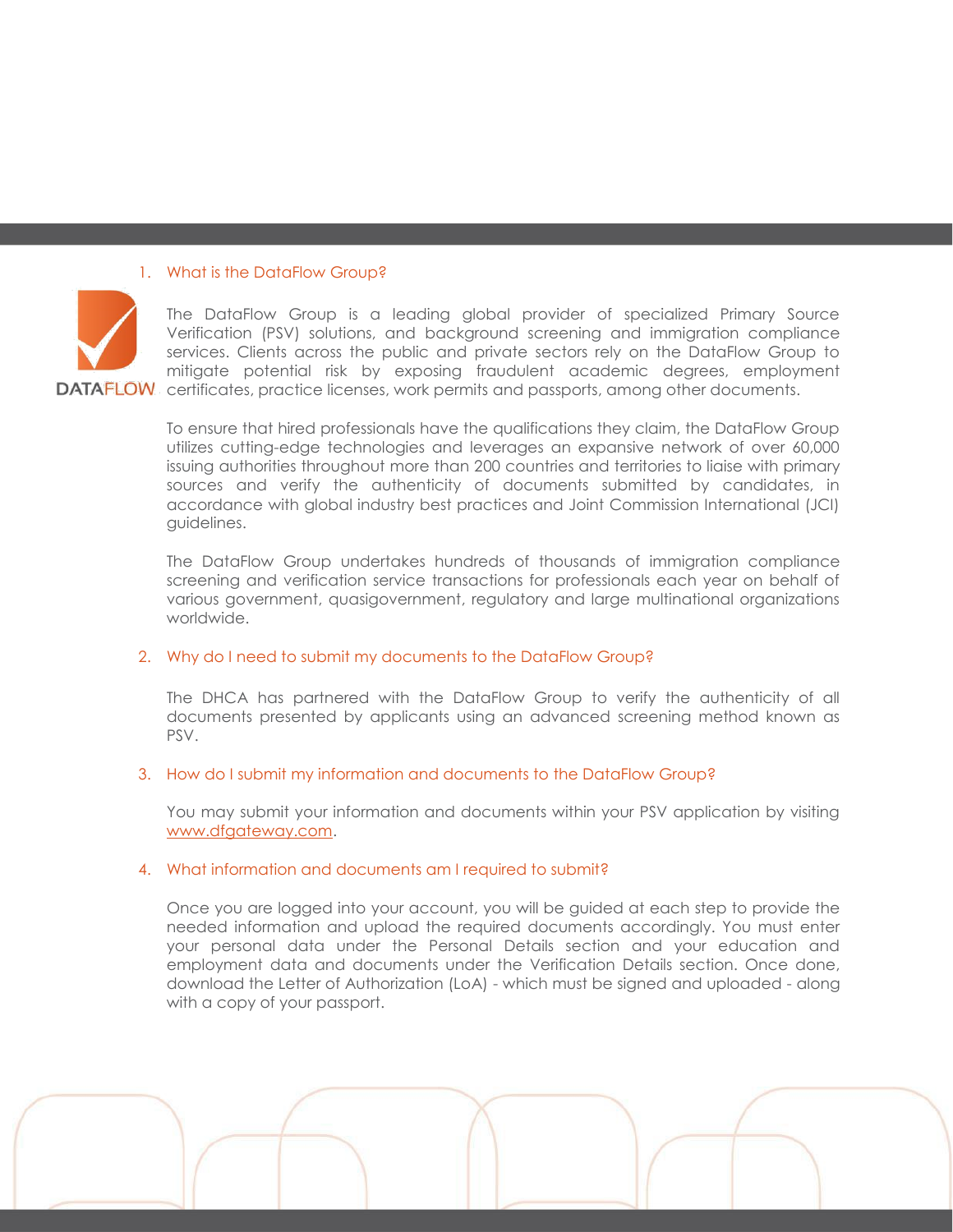## 1. What is the DataFlow Group?

The DataFlow Group is a leading global provider of specialized Primary Source Verification (PSV) solutions, and background screening and immigration compliance services. Clients across the public and private sectors rely on the DataFlow Group to mitigate potential risk by exposing fraudulent academic degrees, employment certificates, practice licenses, work permits and passports, among other documents.

To ensure that hired professionals have the qualifications they claim, the DataFlow Group utilizes cutting-edge technologies and leverages an expansive network of over 60,000 issuing authorities throughout more than 200 countries and territories to liaise with primary sources and verify the authenticity of documents submitted by candidates, in accordance with global industry best practices and Joint Commission International (JCI) guidelines.

The DataFlow Group undertakes hundreds of thousands of immigration compliance screening and verification service transactions for professionals each year on behalf of various government, quasigovernment, regulatory and large multinational organizations worldwide.

## 2. Why do I need to submit my documents to the DataFlow Group?

The DHCA has partnered with the DataFlow Group to verify the authenticity of all documents presented by applicants using an advanced screening method known as PSV.

## 3. How do I submit my information and documents to the DataFlow Group?

You may submit your information and documents within your PSV application by visiting [www.dfgateway.com](http://www.dfgateway.com).

## 4. What information and documents am I required to submit?

Once you are logged into your account, you will be guided at each step to provide the needed information and upload the required documents accordingly. You must enter your personal data under the Personal Details section and your education and employment data and documents under the Verification Details section. Once done, download the Letter of Authorization (LoA) - which must be signed and uploaded - along with a copy of your passport.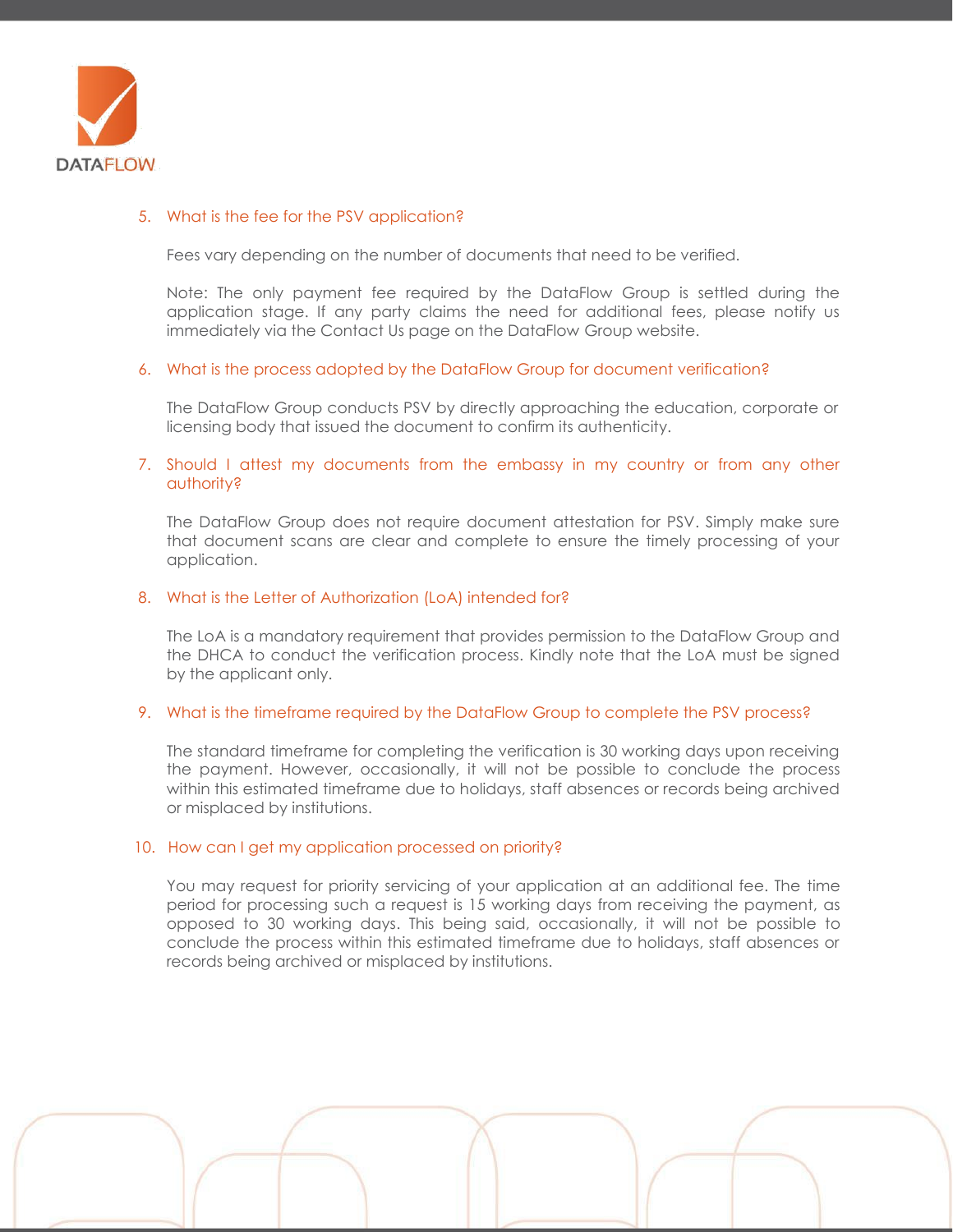5. What is the fee for the PSV application?

   Fees vary depending on the number of documents that need to be verified.

   Note: The only payment fee required by the DataFlow Group is settled during the application stage. If any party claims the need for additional fees, please notify us immediately via the Contact Us page on the DataFlow Group website.

6. What is the process adopted by the DataFlow Group for document verification?

   The DataFlow Group conducts PSV by directly approaching the education, corporate or licensing body that issued the document to confirm its authenticity.

7. Should I attest my documents from the embassy in my country or from any other authority?

   The DataFlow Group does not require document attestation for PSV. Simply make sure that document scans are clear and complete to ensure the timely processing of your application.

8. What is the Letter of Authorization (LoA) intended for?

   The LoA is a mandatory requirement that provides permission to the DataFlow Group and the DHCA to conduct the verification process. Kindly note that the LoA must be signed by the applicant only.

9. What is the timeframe required by the DataFlow Group to complete the PSV process?

   The standard timeframe for completing the verification is 30 working days upon receiving the payment. However, occasionally, it will not be possible to conclude the process within this estimated timeframe due to holidays, staff absences or records being archived or misplaced by institutions.

10. How can I get my application processed on priority?

    You may request for priority servicing of your application at an additional fee. The time period for processing such a request is 15 working days from receiving the payment, as opposed to 30 working days. This being said, occasionally, it will not be possible to conclude the process within this estimated timeframe due to holidays, staff absences or records being archived or misplaced by institutions.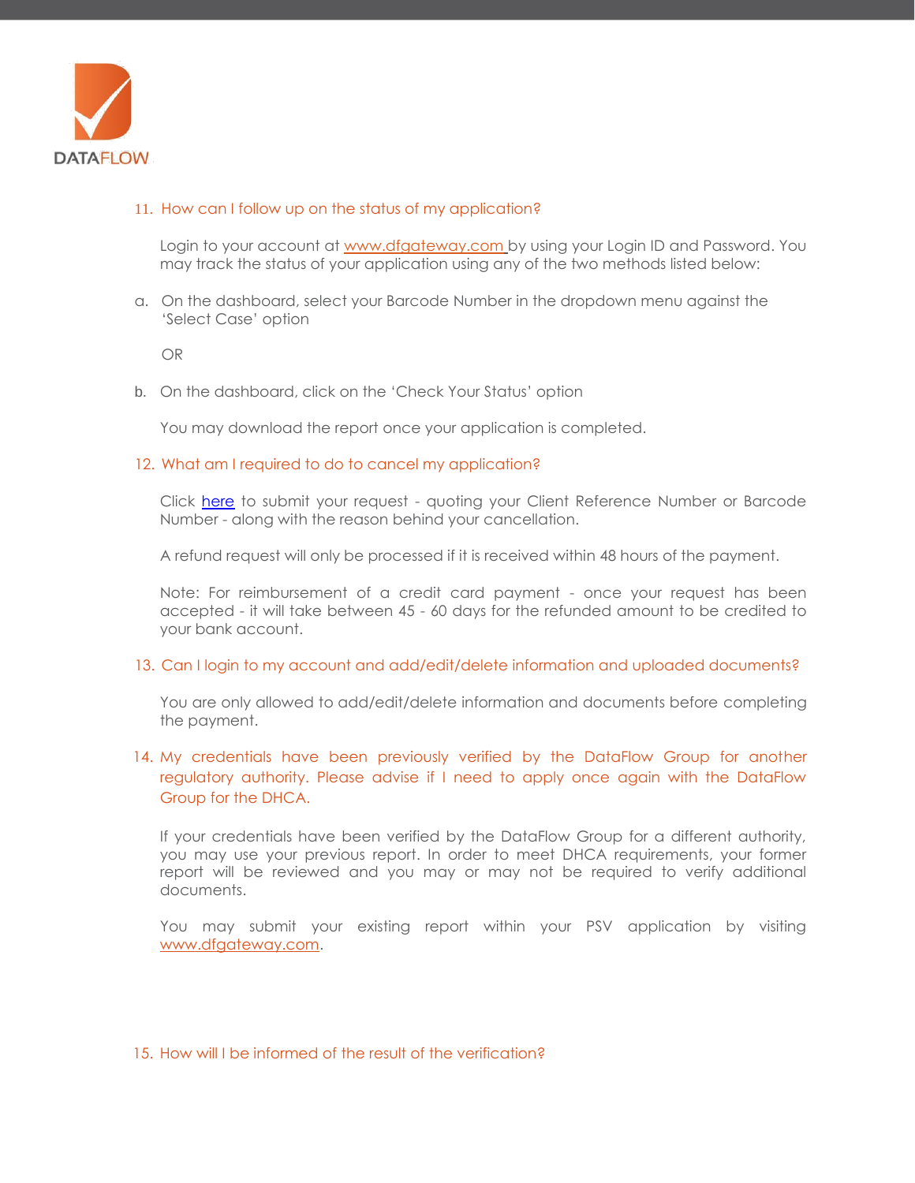11. How can I follow up on the status of my application?

Login to your account at www.dfgateway.com by using your Login ID and Password. You may track the status of your application using any of the two methods listed below:

a. On the dashboard, select your Barcode Number in the dropdown menu against the 'Select Case' option

OR

b. On the dashboard, click on the 'Check Your Status' option

You may download the report once your application is completed.

12. What am I required to do to cancel my application?

Click here to submit your request - quoting your Client Reference Number or Barcode Number - along with the reason behind your cancellation.

A refund request will only be processed if it is received within 48 hours of the payment.

Note: For reimbursement of a credit card payment - once your request has been accepted - it will take between 45 - 60 days for the refunded amount to be credited to your bank account.

13. Can I login to my account and add/edit/delete information and uploaded documents?

You are only allowed to add/edit/delete information and documents before completing the payment.

14. My credentials have been previously verified by the DataFlow Group for another regulatory authority. Please advise if I need to apply once again with the DataFlow Group for the DHCA.

If your credentials have been verified by the DataFlow Group for a different authority, you may use your previous report. In order to meet DHCA requirements, your former report will be reviewed and you may or may not be required to verify additional documents.

You may submit your existing report within your PSV application by visiting www.dfgateway.com.

15. How will I be informed of the result of the verification?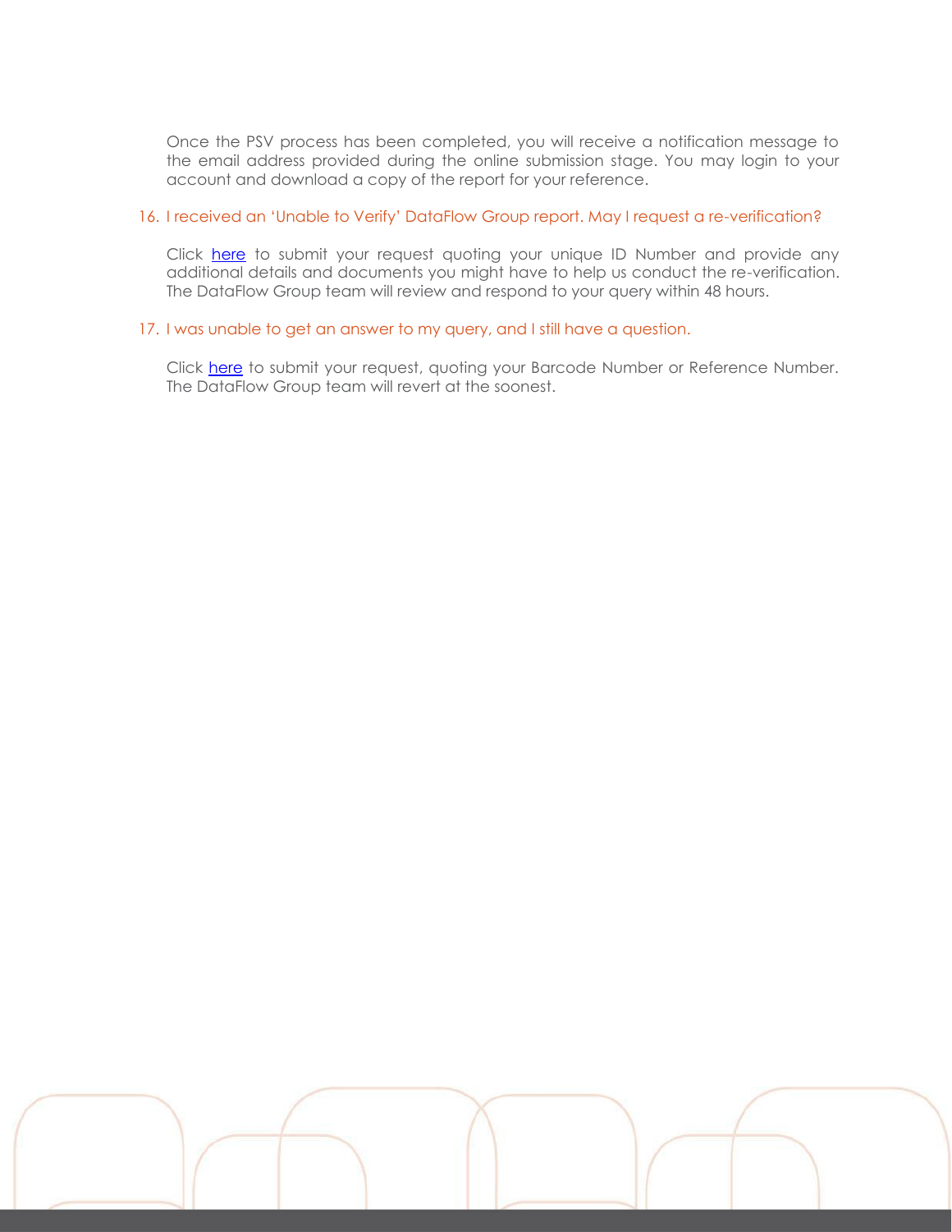Once the PSV process has been completed, you will receive a notification message to the email address provided during the online submission stage. You may login to your account and download a copy of the report for your reference.

16. I received an 'Unable to Verify' DataFlow Group report. May I request a re-verification?

    Click here to submit your request quoting your unique ID Number and provide any additional details and documents you might have to help us conduct the re-verification. The DataFlow Group team will review and respond to your query within 48 hours.

17. I was unable to get an answer to my query, and I still have a question.

    Click here to submit your request, quoting your Barcode Number or Reference Number. The DataFlow Group team will revert at the soonest.